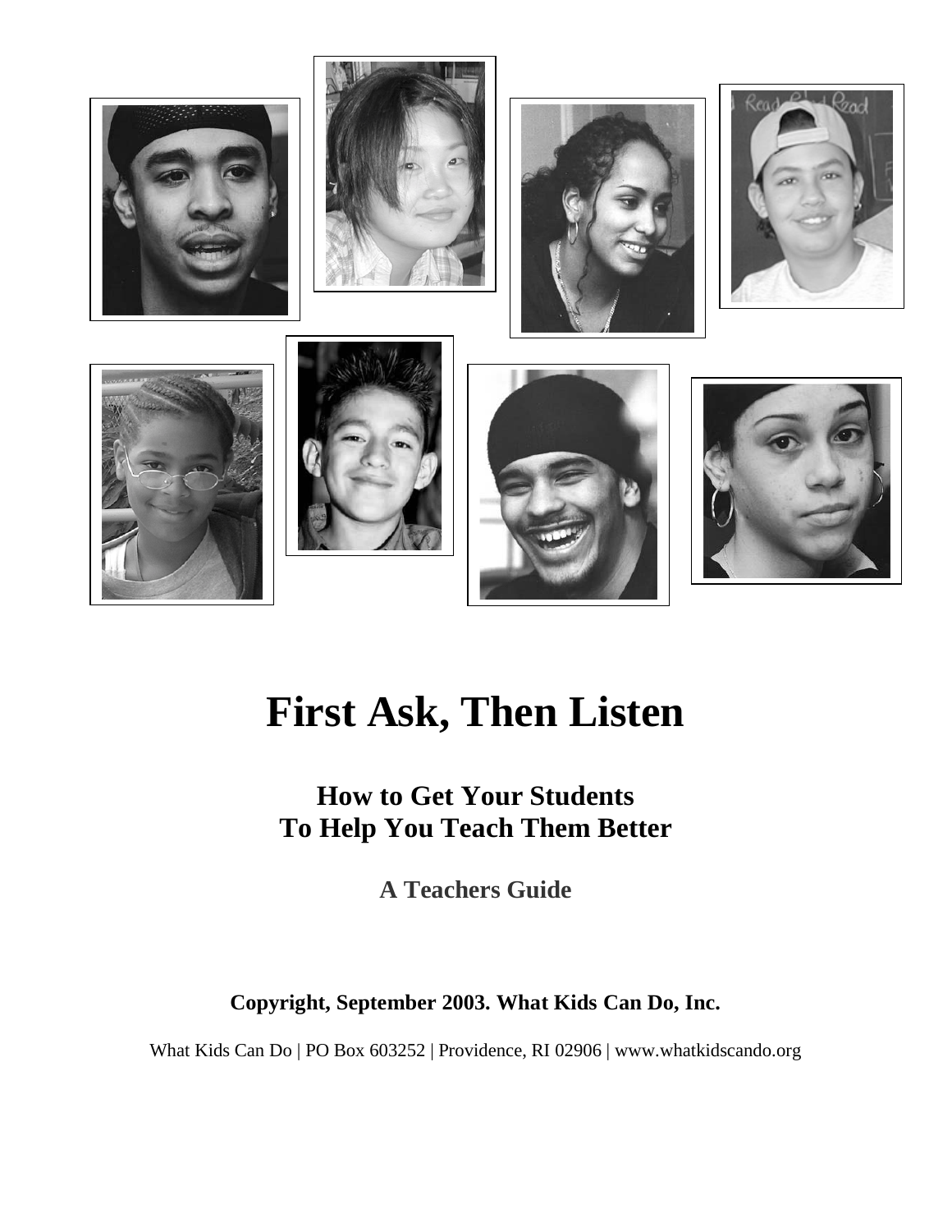# First Ask, Then Listen

## How to Get Your Students To Help You Teach Them Better

### A Teachers Guide

**Copyright, September 2003. What Kids Can Do, Inc.**

What Kids Can Do | PO Box 603252 | Providence, RI 02906 | www.whatkidscando.org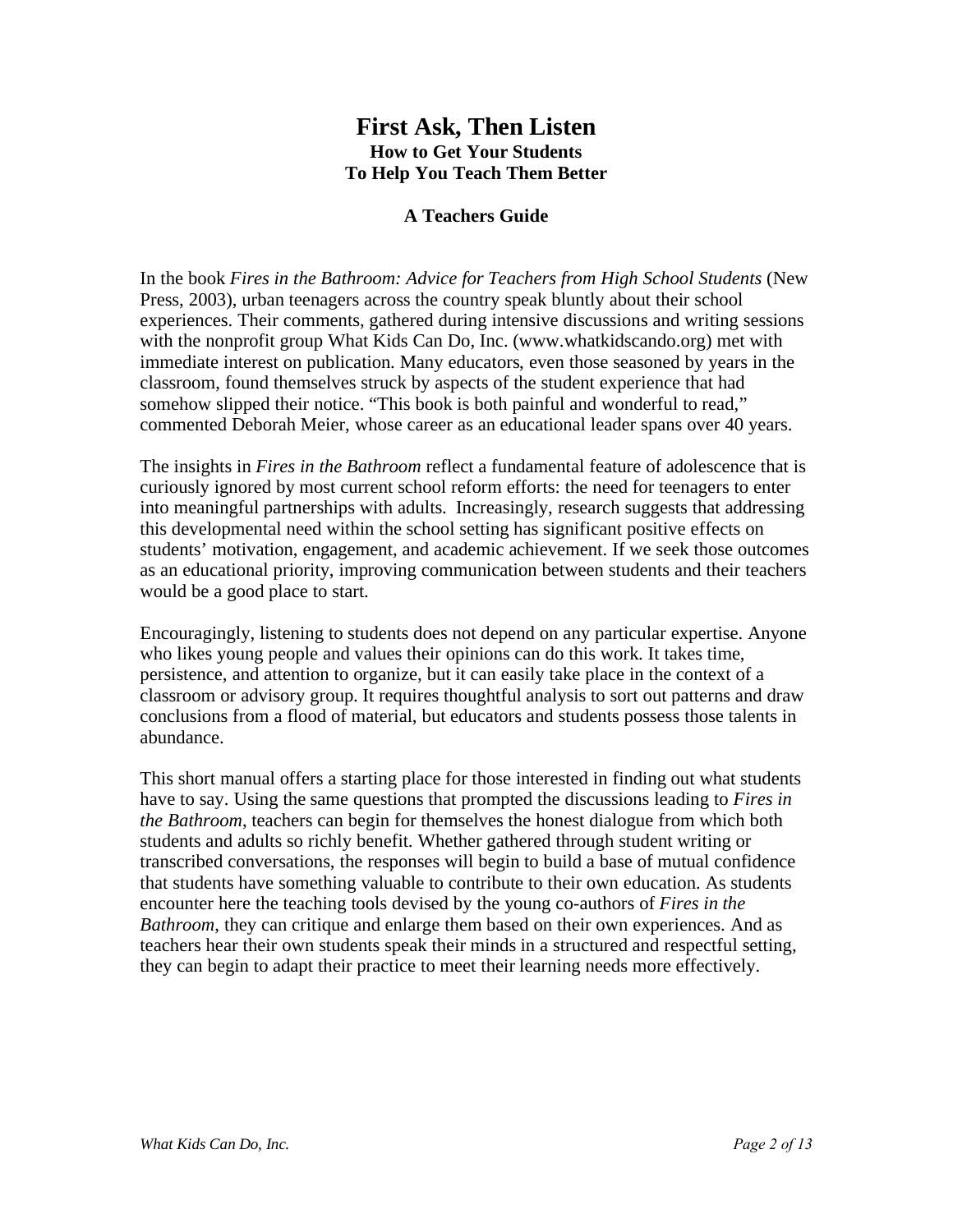# First Ask, Then Listen

## How to Get Your Students To Help You Teach Them Better

### A Teachers Guide

In the book *Fires in the Bathroom: Advice for Teachers from High School Students* (New Press, 2003), urban teenagers across the country speak bluntly about their school experiences. Their comments, gathered during intensive discussions and writing sessions with the nonprofit group What Kids Can Do, Inc. (www.whatkidscando.org) met with immediate interest on publication. Many educators, even those seasoned by years in the classroom, found themselves struck by aspects of the student experience that had somehow slipped their notice. "This book is both painful and wonderful to read," commented Deborah Meier, whose career as an educational leader spans over 40 years.

The insights in *Fires in the Bathroom* reflect a fundamental feature of adolescence that is curiously ignored by most current school reform efforts: the need for teenagers to enter into meaningful partnerships with adults. Increasingly, research suggests that addressing this developmental need within the school setting has significant positive effects on students' motivation, engagement, and academic achievement. If we seek those outcomes as an educational priority, improving communication between students and their teachers would be a good place to start.

Encouragingly, listening to students does not depend on any particular expertise. Anyone who likes young people and values their opinions can do this work. It takes time, persistence, and attention to organize, but it can easily take place in the context of a classroom or advisory group. It requires thoughtful analysis to sort out patterns and draw conclusions from a flood of material, but educators and students possess those talents in abundance.

This short manual offers a starting place for those interested in finding out what students have to say. Using the same questions that prompted the discussions leading to *Fires in the Bathroom*, teachers can begin for themselves the honest dialogue from which both students and adults so richly benefit. Whether gathered through student writing or transcribed conversations, the responses will begin to build a base of mutual confidence that students have something valuable to contribute to their own education. As students encounter here the teaching tools devised by the young co-authors of *Fires in the Bathroom*, they can critique and enlarge them based on their own experiences. And as teachers hear their own students speak their minds in a structured and respectful setting, they can begin to adapt their practice to meet their learning needs more effectively.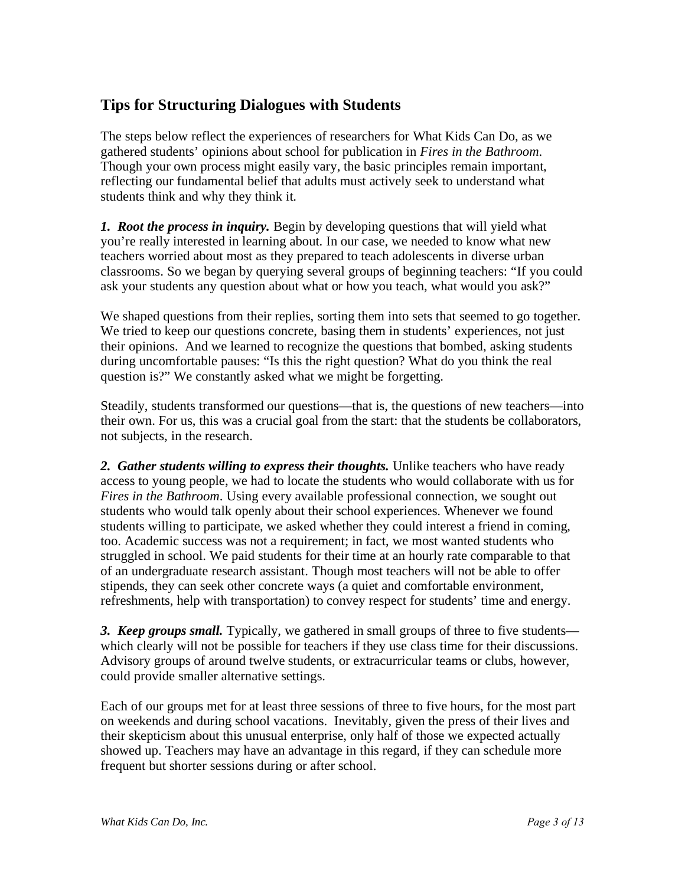## Tips for Structuring Dialogues with Students

The steps below reflect the experiences of researchers for What Kids Can Do, as we gathered students' opinions about school for publication in *Fires in the Bathroom*. Though your own process might easily vary, the basic principles remain important, reflecting our fundamental belief that adults must actively seek to understand what students think and why they think it.

***1. Root the process in inquiry.*** Begin by developing questions that will yield what you're really interested in learning about. In our case, we needed to know what new teachers worried about most as they prepared to teach adolescents in diverse urban classrooms. So we began by querying several groups of beginning teachers: "If you could ask your students any question about what or how you teach, what would you ask?"

We shaped questions from their replies, sorting them into sets that seemed to go together. We tried to keep our questions concrete, basing them in students' experiences, not just their opinions. And we learned to recognize the questions that bombed, asking students during uncomfortable pauses: "Is this the right question? What do you think the real question is?" We constantly asked what we might be forgetting.

Steadily, students transformed our questions—that is, the questions of new teachers—into their own. For us, this was a crucial goal from the start: that the students be collaborators, not subjects, in the research.

***2. Gather students willing to express their thoughts.*** Unlike teachers who have ready access to young people, we had to locate the students who would collaborate with us for *Fires in the Bathroom*. Using every available professional connection, we sought out students who would talk openly about their school experiences. Whenever we found students willing to participate, we asked whether they could interest a friend in coming, too. Academic success was not a requirement; in fact, we most wanted students who struggled in school. We paid students for their time at an hourly rate comparable to that of an undergraduate research assistant. Though most teachers will not be able to offer stipends, they can seek other concrete ways (a quiet and comfortable environment, refreshments, help with transportation) to convey respect for students' time and energy.

***3. Keep groups small.*** Typically, we gathered in small groups of three to five students—which clearly will not be possible for teachers if they use class time for their discussions. Advisory groups of around twelve students, or extracurricular teams or clubs, however, could provide smaller alternative settings.

Each of our groups met for at least three sessions of three to five hours, for the most part on weekends and during school vacations. Inevitably, given the press of their lives and their skepticism about this unusual enterprise, only half of those we expected actually showed up. Teachers may have an advantage in this regard, if they can schedule more frequent but shorter sessions during or after school.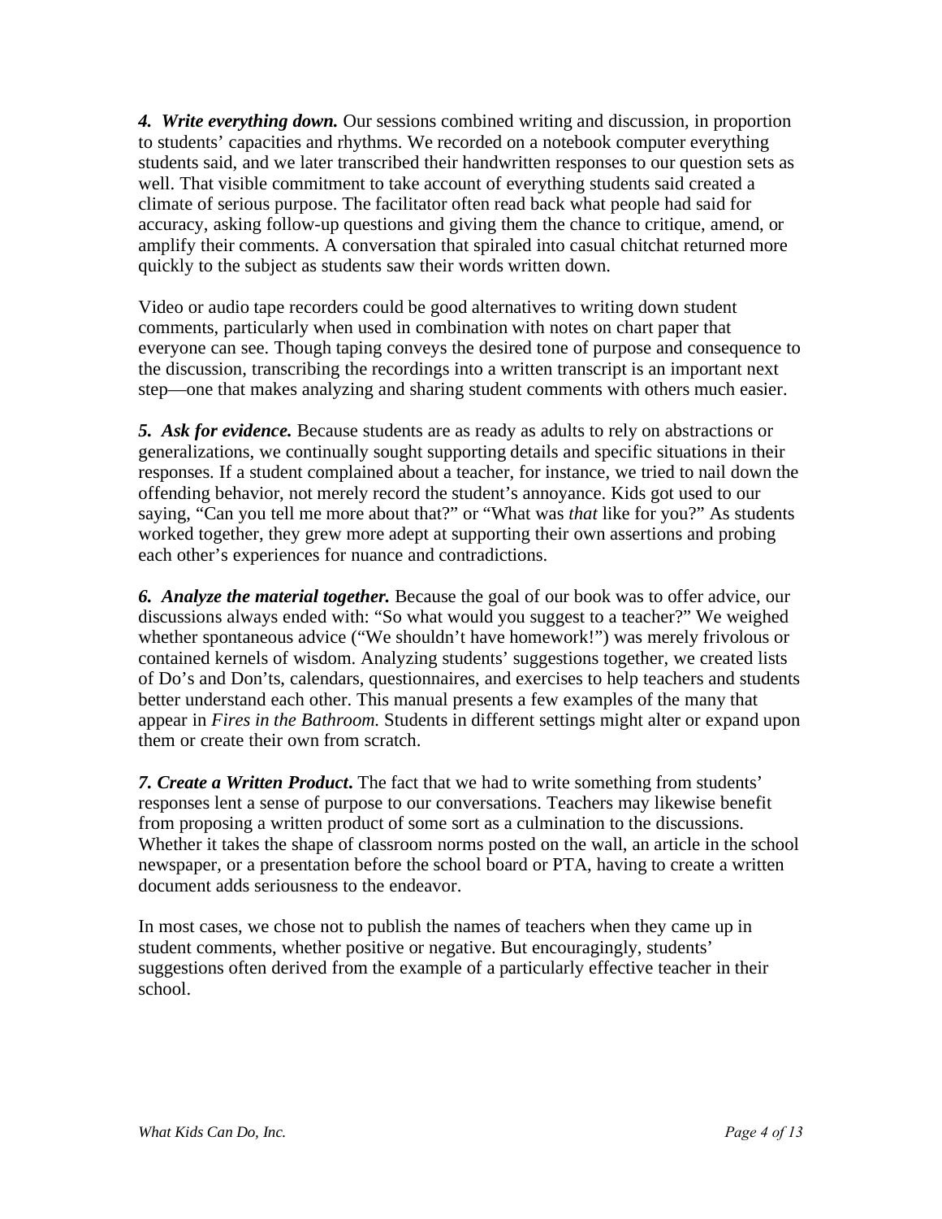***4. Write everything down.*** Our sessions combined writing and discussion, in proportion to students' capacities and rhythms. We recorded on a notebook computer everything students said, and we later transcribed their handwritten responses to our question sets as well. That visible commitment to take account of everything students said created a climate of serious purpose. The facilitator often read back what people had said for accuracy, asking follow-up questions and giving them the chance to critique, amend, or amplify their comments. A conversation that spiraled into casual chitchat returned more quickly to the subject as students saw their words written down.

Video or audio tape recorders could be good alternatives to writing down student comments, particularly when used in combination with notes on chart paper that everyone can see. Though taping conveys the desired tone of purpose and consequence to the discussion, transcribing the recordings into a written transcript is an important next step—one that makes analyzing and sharing student comments with others much easier.

***5. Ask for evidence.*** Because students are as ready as adults to rely on abstractions or generalizations, we continually sought supporting details and specific situations in their responses. If a student complained about a teacher, for instance, we tried to nail down the offending behavior, not merely record the student's annoyance. Kids got used to our saying, "Can you tell me more about that?" or "What was *that* like for you?" As students worked together, they grew more adept at supporting their own assertions and probing each other's experiences for nuance and contradictions.

***6. Analyze the material together.*** Because the goal of our book was to offer advice, our discussions always ended with: "So what would you suggest to a teacher?" We weighed whether spontaneous advice ("We shouldn't have homework!") was merely frivolous or contained kernels of wisdom. Analyzing students' suggestions together, we created lists of Do's and Don'ts, calendars, questionnaires, and exercises to help teachers and students better understand each other. This manual presents a few examples of the many that appear in *Fires in the Bathroom.* Students in different settings might alter or expand upon them or create their own from scratch.

***7. Create a Written Product*.** The fact that we had to write something from students' responses lent a sense of purpose to our conversations. Teachers may likewise benefit from proposing a written product of some sort as a culmination to the discussions. Whether it takes the shape of classroom norms posted on the wall, an article in the school newspaper, or a presentation before the school board or PTA, having to create a written document adds seriousness to the endeavor.

In most cases, we chose not to publish the names of teachers when they came up in student comments, whether positive or negative. But encouragingly, students' suggestions often derived from the example of a particularly effective teacher in their school.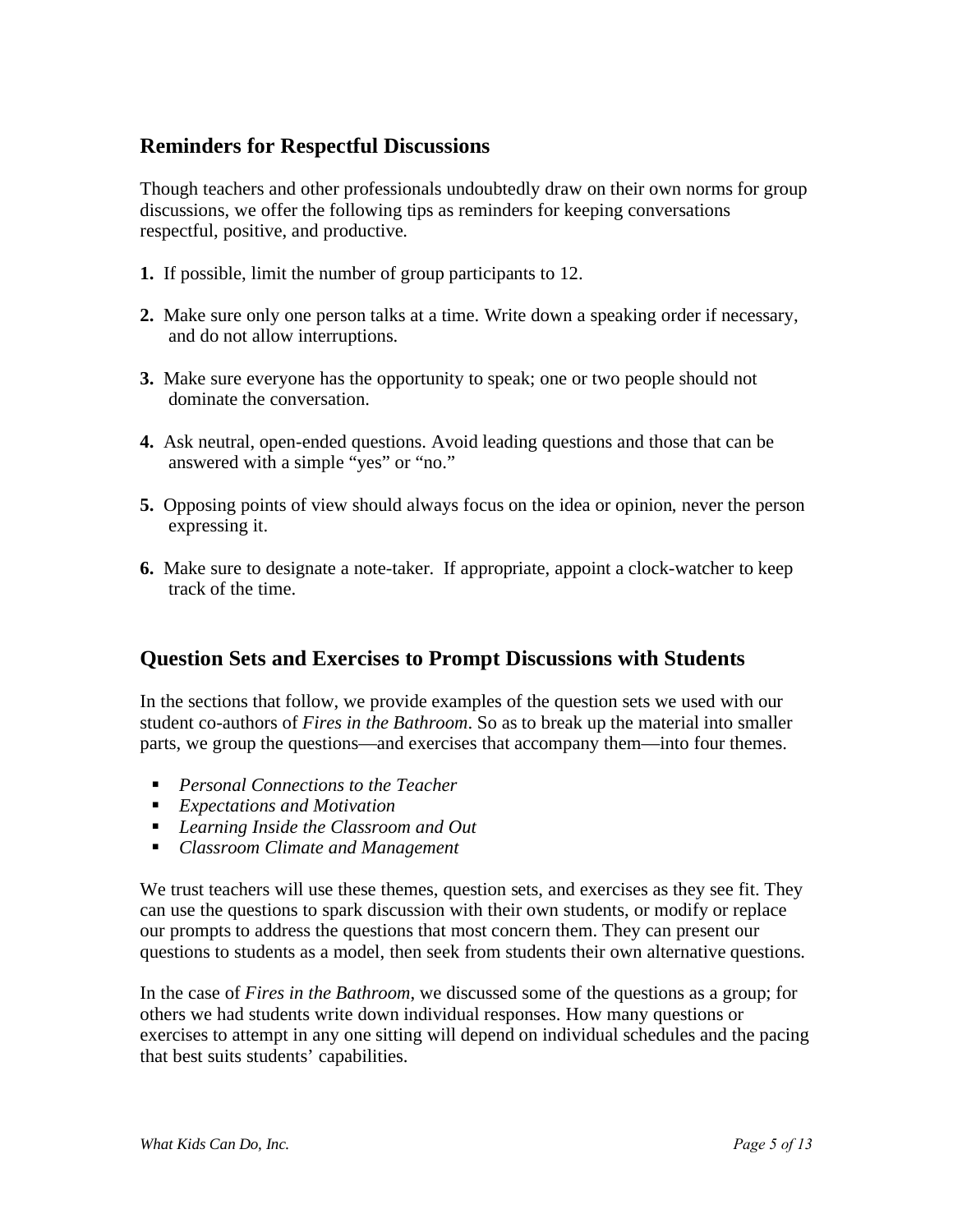## Reminders for Respectful Discussions

Though teachers and other professionals undoubtedly draw on their own norms for group discussions, we offer the following tips as reminders for keeping conversations respectful, positive, and productive.

**1.** If possible, limit the number of group participants to 12.

**2.** Make sure only one person talks at a time. Write down a speaking order if necessary, and do not allow interruptions.

**3.** Make sure everyone has the opportunity to speak; one or two people should not dominate the conversation.

**4.** Ask neutral, open-ended questions. Avoid leading questions and those that can be answered with a simple "yes" or "no."

**5.** Opposing points of view should always focus on the idea or opinion, never the person expressing it.

**6.** Make sure to designate a note-taker. If appropriate, appoint a clock-watcher to keep track of the time.

## Question Sets and Exercises to Prompt Discussions with Students

In the sections that follow, we provide examples of the question sets we used with our student co-authors of *Fires in the Bathroom*. So as to break up the material into smaller parts, we group the questions—and exercises that accompany them—into four themes.

- *Personal Connections to the Teacher*
- *Expectations and Motivation*
- *Learning Inside the Classroom and Out*
- *Classroom Climate and Management*

We trust teachers will use these themes, question sets, and exercises as they see fit. They can use the questions to spark discussion with their own students, or modify or replace our prompts to address the questions that most concern them. They can present our questions to students as a model, then seek from students their own alternative questions.

In the case of *Fires in the Bathroom*, we discussed some of the questions as a group; for others we had students write down individual responses. How many questions or exercises to attempt in any one sitting will depend on individual schedules and the pacing that best suits students' capabilities.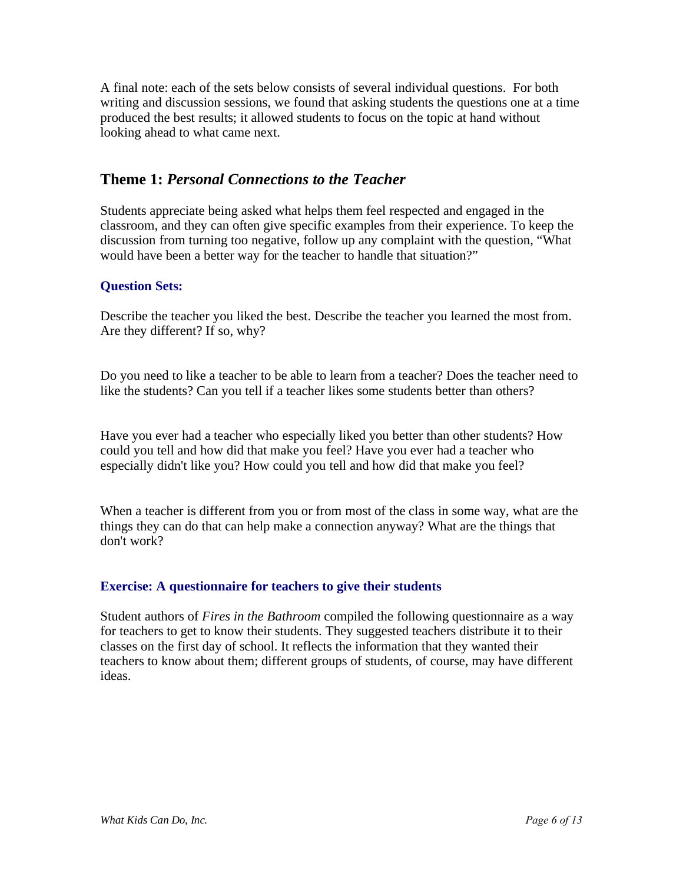A final note: each of the sets below consists of several individual questions. For both writing and discussion sessions, we found that asking students the questions one at a time produced the best results; it allowed students to focus on the topic at hand without looking ahead to what came next.

## Theme 1: *Personal Connections to the Teacher*

Students appreciate being asked what helps them feel respected and engaged in the classroom, and they can often give specific examples from their experience. To keep the discussion from turning too negative, follow up any complaint with the question, "What would have been a better way for the teacher to handle that situation?"

### Question Sets:

Describe the teacher you liked the best. Describe the teacher you learned the most from. Are they different? If so, why?

Do you need to like a teacher to be able to learn from a teacher? Does the teacher need to like the students? Can you tell if a teacher likes some students better than others?

Have you ever had a teacher who especially liked you better than other students? How could you tell and how did that make you feel? Have you ever had a teacher who especially didn't like you? How could you tell and how did that make you feel?

When a teacher is different from you or from most of the class in some way, what are the things they can do that can help make a connection anyway? What are the things that don't work?

### Exercise: A questionnaire for teachers to give their students

Student authors of *Fires in the Bathroom* compiled the following questionnaire as a way for teachers to get to know their students. They suggested teachers distribute it to their classes on the first day of school. It reflects the information that they wanted their teachers to know about them; different groups of students, of course, may have different ideas.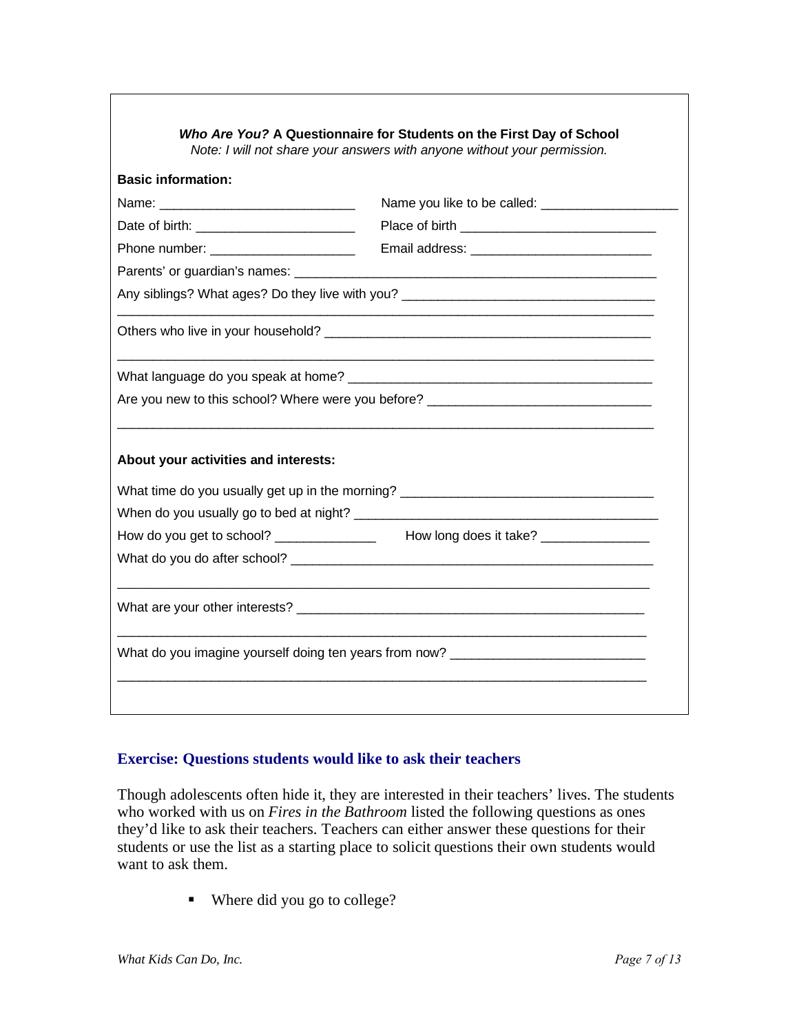**_Who Are You?_ A Questionnaire for Students on the First Day of School**

*Note: I will not share your answers with anyone without your permission.*

**Basic information:**

Name: ____________________________ Name you like to be called: ___________________

Date of birth: _______________________ Place of birth ____________________________

Phone number: _____________________ Email address: _________________________

Parents' or guardian's names: ____________________________________________________

Any siblings? What ages? Do they live with you? ___________________________________

_____________________________________________________________________________

Others who live in your household? _____________________________________________

_____________________________________________________________________________

What language do you speak at home? ___________________________________________

Are you new to this school? Where were you before? ______________________________

_____________________________________________________________________________

**About your activities and interests:**

What time do you usually get up in the morning? __________________________________

When do you usually go to bed at night? __________________________________________

How do you get to school? ______________ How long does it take? _______________

What do you do after school? ___________________________________________________

_____________________________________________________________________________

What are your other interests? __________________________________________________

_____________________________________________________________________________

What do you imagine yourself doing ten years from now? __________________________

_____________________________________________________________________________

### Exercise: Questions students would like to ask their teachers

Though adolescents often hide it, they are interested in their teachers' lives. The students who worked with us on *Fires in the Bathroom* listed the following questions as ones they'd like to ask their teachers. Teachers can either answer these questions for their students or use the list as a starting place to solicit questions their own students would want to ask them.

- Where did you go to college?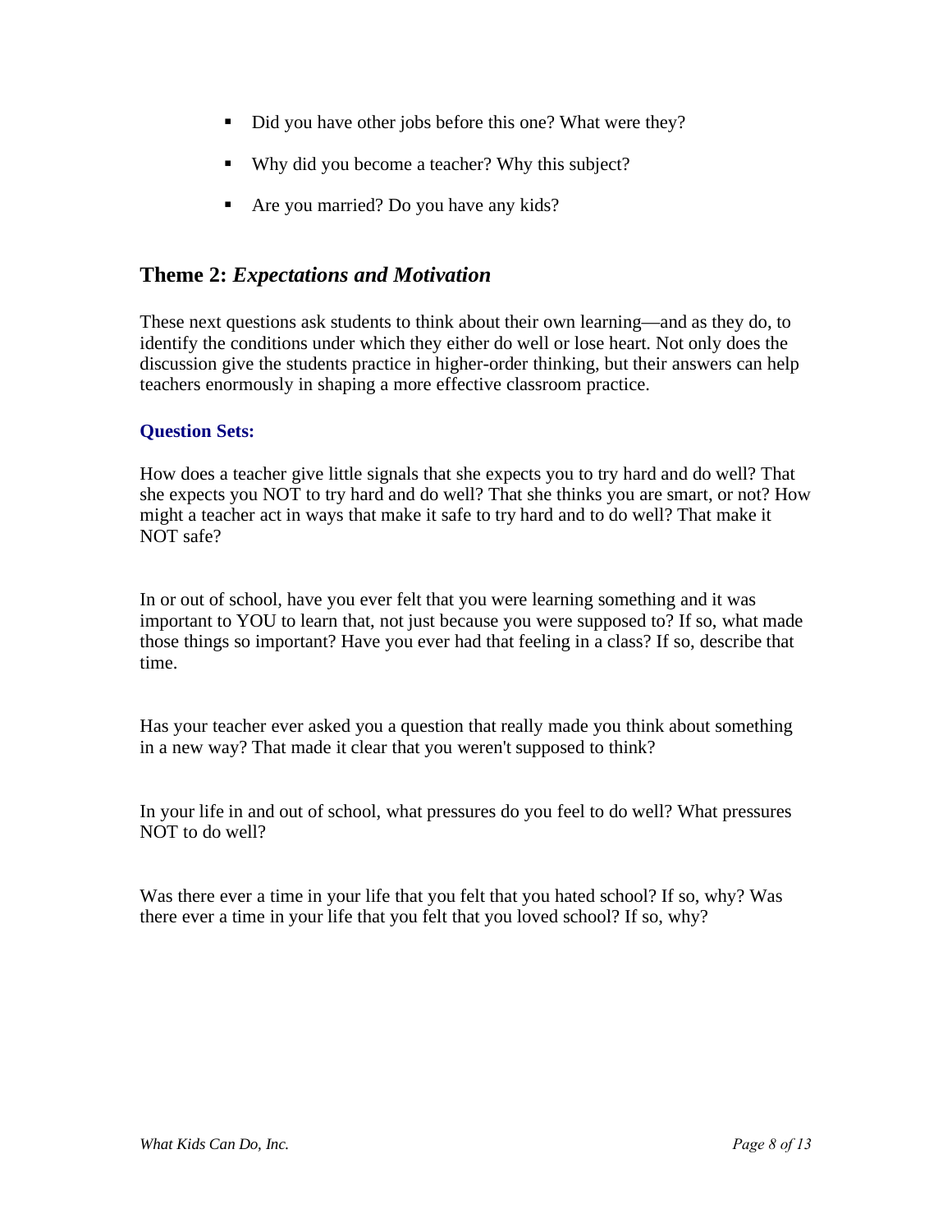- Did you have other jobs before this one? What were they?
- Why did you become a teacher? Why this subject?
- Are you married? Do you have any kids?

## Theme 2: *Expectations and Motivation*

These next questions ask students to think about their own learning—and as they do, to identify the conditions under which they either do well or lose heart. Not only does the discussion give the students practice in higher-order thinking, but their answers can help teachers enormously in shaping a more effective classroom practice.

**Question Sets:**

How does a teacher give little signals that she expects you to try hard and do well? That she expects you NOT to try hard and do well? That she thinks you are smart, or not? How might a teacher act in ways that make it safe to try hard and to do well? That make it NOT safe?

In or out of school, have you ever felt that you were learning something and it was important to YOU to learn that, not just because you were supposed to? If so, what made those things so important? Have you ever had that feeling in a class? If so, describe that time.

Has your teacher ever asked you a question that really made you think about something in a new way? That made it clear that you weren't supposed to think?

In your life in and out of school, what pressures do you feel to do well? What pressures NOT to do well?

Was there ever a time in your life that you felt that you hated school? If so, why? Was there ever a time in your life that you felt that you loved school? If so, why?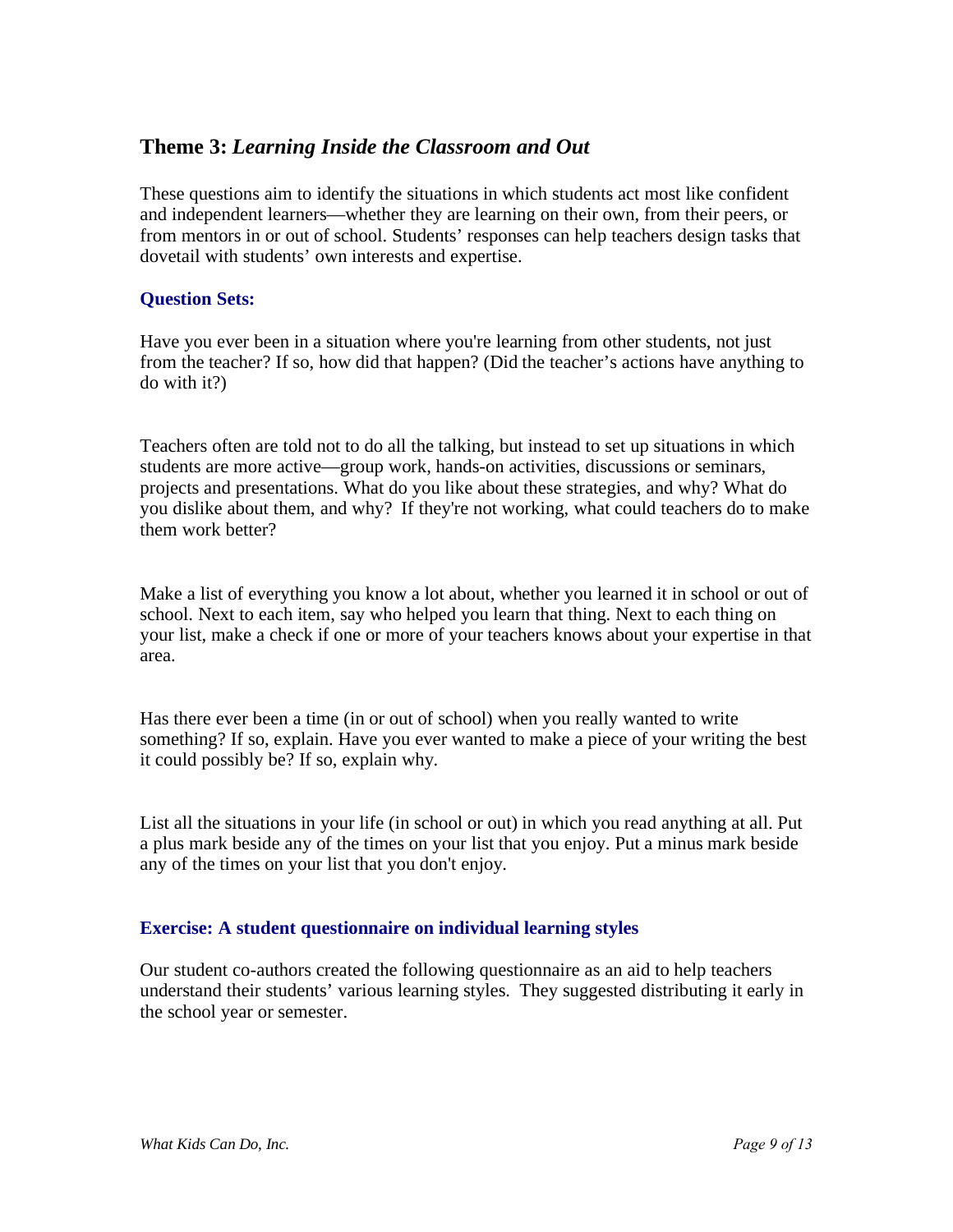## Theme 3: *Learning Inside the Classroom and Out*

These questions aim to identify the situations in which students act most like confident and independent learners—whether they are learning on their own, from their peers, or from mentors in or out of school. Students' responses can help teachers design tasks that dovetail with students' own interests and expertise.

### Question Sets:

Have you ever been in a situation where you're learning from other students, not just from the teacher? If so, how did that happen? (Did the teacher's actions have anything to do with it?)

Teachers often are told not to do all the talking, but instead to set up situations in which students are more active—group work, hands-on activities, discussions or seminars, projects and presentations. What do you like about these strategies, and why? What do you dislike about them, and why? If they're not working, what could teachers do to make them work better?

Make a list of everything you know a lot about, whether you learned it in school or out of school. Next to each item, say who helped you learn that thing. Next to each thing on your list, make a check if one or more of your teachers knows about your expertise in that area.

Has there ever been a time (in or out of school) when you really wanted to write something? If so, explain. Have you ever wanted to make a piece of your writing the best it could possibly be? If so, explain why.

List all the situations in your life (in school or out) in which you read anything at all. Put a plus mark beside any of the times on your list that you enjoy. Put a minus mark beside any of the times on your list that you don't enjoy.

### Exercise: A student questionnaire on individual learning styles

Our student co-authors created the following questionnaire as an aid to help teachers understand their students' various learning styles. They suggested distributing it early in the school year or semester.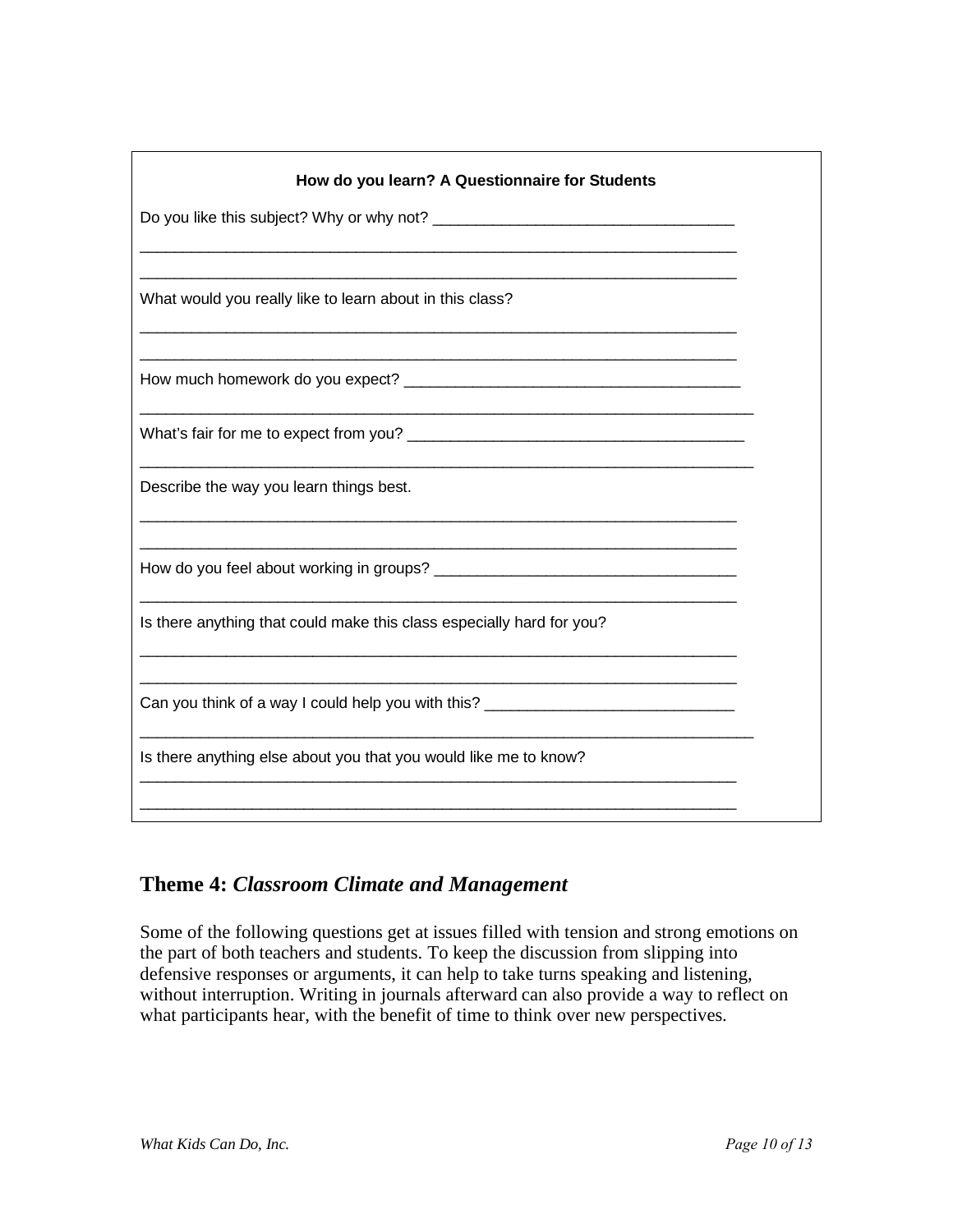**How do you learn? A Questionnaire for Students**

Do you like this subject? Why or why not? ___________________________________

_________________________________________________________________________

_________________________________________________________________________

What would you really like to learn about in this class?

_________________________________________________________________________

_________________________________________________________________________

How much homework do you expect? _______________________________________

___________________________________________________________________________

What's fair for me to expect from you? _______________________________________

___________________________________________________________________________

Describe the way you learn things best.

_________________________________________________________________________

_________________________________________________________________________

How do you feel about working in groups? ___________________________________

_________________________________________________________________________

Is there anything that could make this class especially hard for you?

_________________________________________________________________________

_________________________________________________________________________

Can you think of a way I could help you with this? _____________________________

___________________________________________________________________________

Is there anything else about you that you would like me to know?

_________________________________________________________________________

_________________________________________________________________________

## Theme 4: *Classroom Climate and Management*

Some of the following questions get at issues filled with tension and strong emotions on the part of both teachers and students. To keep the discussion from slipping into defensive responses or arguments, it can help to take turns speaking and listening, without interruption. Writing in journals afterward can also provide a way to reflect on what participants hear, with the benefit of time to think over new perspectives.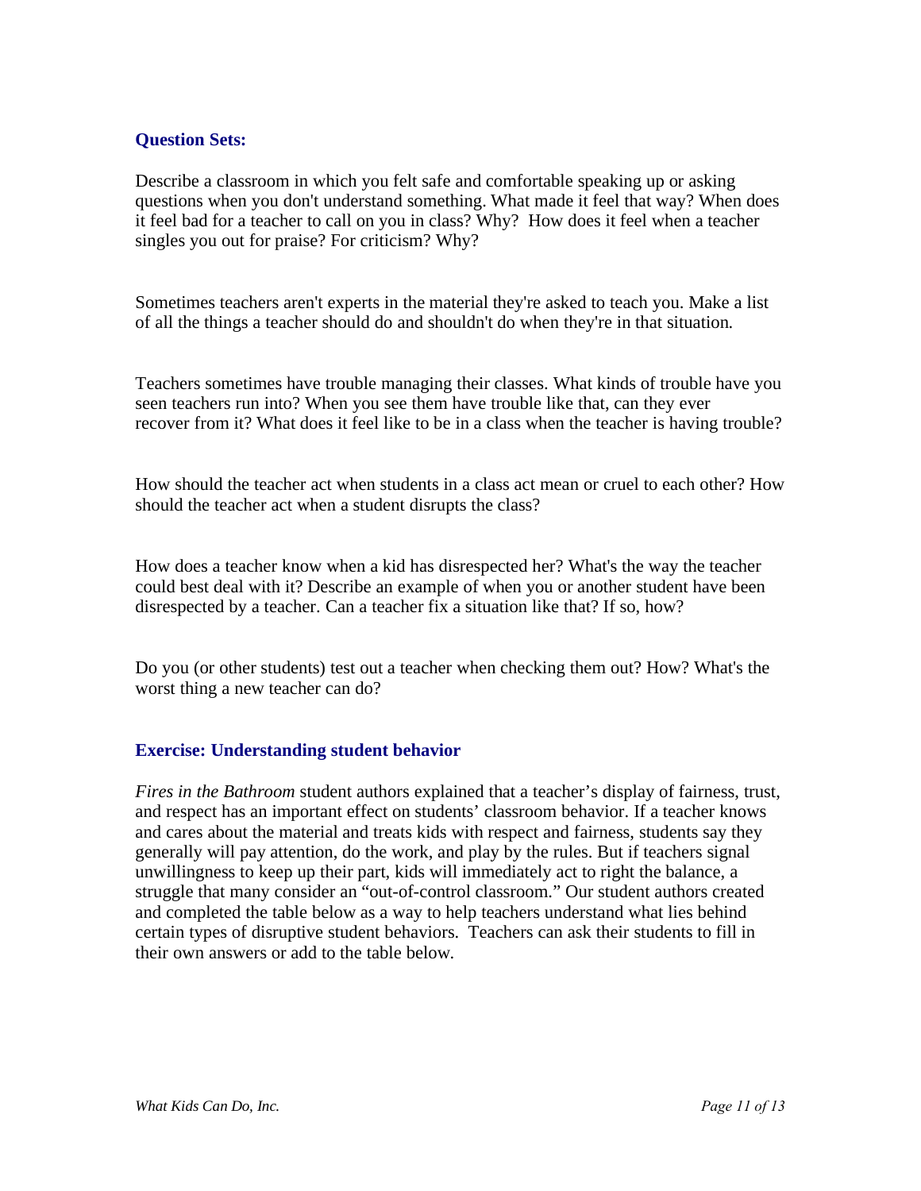## Question Sets:

Describe a classroom in which you felt safe and comfortable speaking up or asking questions when you don't understand something. What made it feel that way? When does it feel bad for a teacher to call on you in class? Why? How does it feel when a teacher singles you out for praise? For criticism? Why?

Sometimes teachers aren't experts in the material they're asked to teach you. Make a list of all the things a teacher should do and shouldn't do when they're in that situation.

Teachers sometimes have trouble managing their classes. What kinds of trouble have you seen teachers run into? When you see them have trouble like that, can they ever recover from it? What does it feel like to be in a class when the teacher is having trouble?

How should the teacher act when students in a class act mean or cruel to each other? How should the teacher act when a student disrupts the class?

How does a teacher know when a kid has disrespected her? What's the way the teacher could best deal with it? Describe an example of when you or another student have been disrespected by a teacher. Can a teacher fix a situation like that? If so, how?

Do you (or other students) test out a teacher when checking them out? How? What's the worst thing a new teacher can do?

## Exercise: Understanding student behavior

*Fires in the Bathroom* student authors explained that a teacher's display of fairness, trust, and respect has an important effect on students' classroom behavior. If a teacher knows and cares about the material and treats kids with respect and fairness, students say they generally will pay attention, do the work, and play by the rules. But if teachers signal unwillingness to keep up their part, kids will immediately act to right the balance, a struggle that many consider an "out-of-control classroom." Our student authors created and completed the table below as a way to help teachers understand what lies behind certain types of disruptive student behaviors. Teachers can ask their students to fill in their own answers or add to the table below.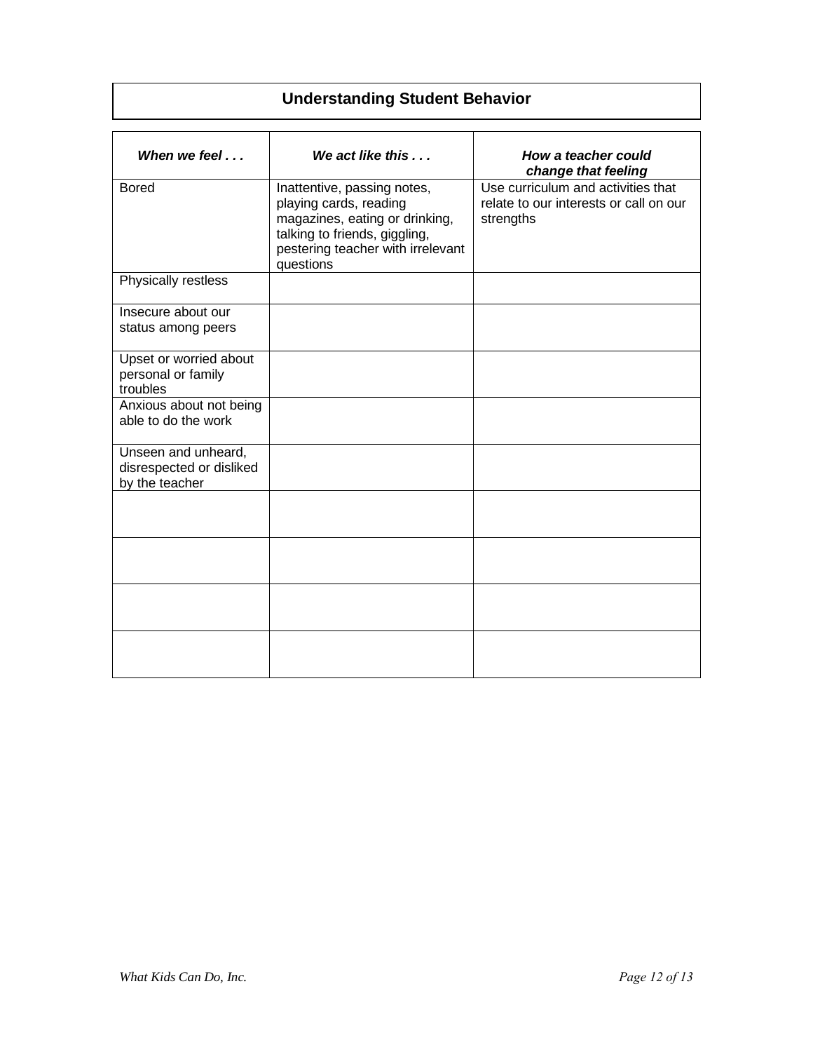## Understanding Student Behavior

| ***When we feel . . .*** | ***We act like this . . .*** | ***How a teacher could change that feeling*** |
|---|---|---|
| Bored | Inattentive, passing notes, playing cards, reading magazines, eating or drinking, talking to friends, giggling, pestering teacher with irrelevant questions | Use curriculum and activities that relate to our interests or call on our strengths |
| Physically restless | | |
| Insecure about our status among peers | | |
| Upset or worried about personal or family troubles | | |
| Anxious about not being able to do the work | | |
| Unseen and unheard, disrespected or disliked by the teacher | | |
| | | |
| | | |
| | | |
| | | |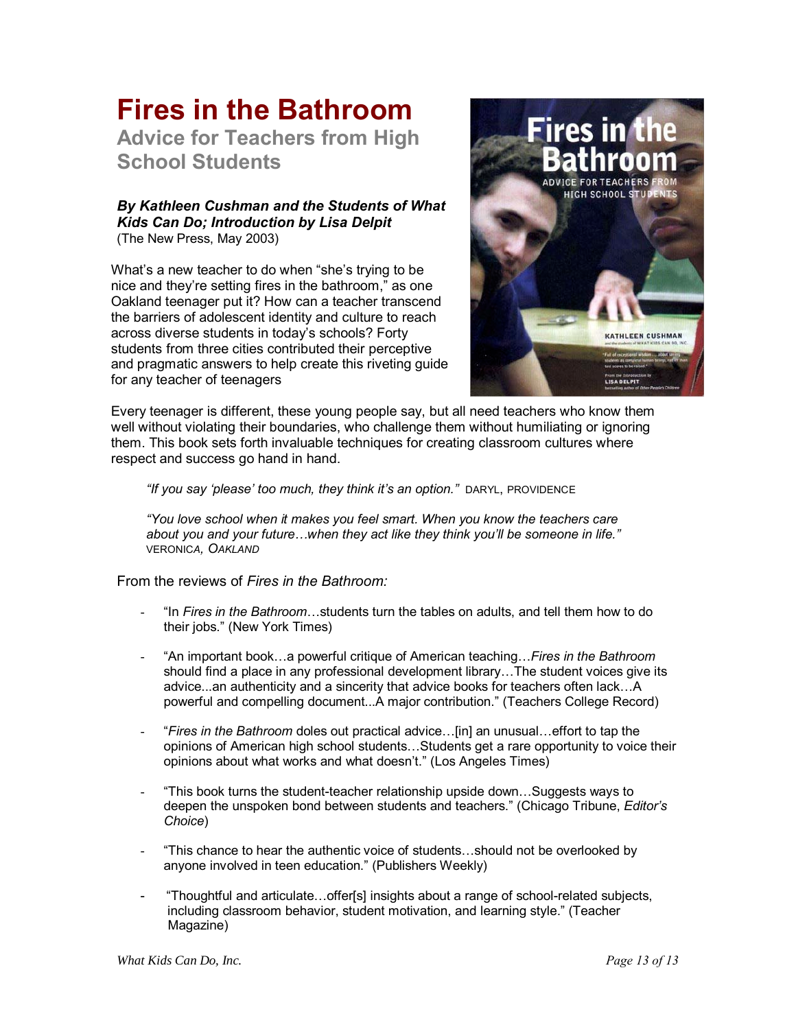# Fires in the Bathroom

## Advice for Teachers from High School Students

***By Kathleen Cushman and the Students of What Kids Can Do; Introduction by Lisa Delpit***
(The New Press, May 2003)

What's a new teacher to do when "she's trying to be nice and they're setting fires in the bathroom," as one Oakland teenager put it? How can a teacher transcend the barriers of adolescent identity and culture to reach across diverse students in today's schools? Forty students from three cities contributed their perceptive and pragmatic answers to help create this riveting guide for any teacher of teenagers

Every teenager is different, these young people say, but all need teachers who know them well without violating their boundaries, who challenge them without humiliating or ignoring them. This book sets forth invaluable techniques for creating classroom cultures where respect and success go hand in hand.

> *"If you say 'please' too much, they think it's an option."* DARYL, PROVIDENCE

> *"You love school when it makes you feel smart. When you know the teachers care about you and your future…when they act like they think you'll be someone in life."* VERONICA*, OAKLAND*

From the reviews of *Fires in the Bathroom:*

- "In *Fires in the Bathroom*…students turn the tables on adults, and tell them how to do their jobs." (New York Times)
- "An important book…a powerful critique of American teaching…*Fires in the Bathroom* should find a place in any professional development library…The student voices give its advice...an authenticity and a sincerity that advice books for teachers often lack…A powerful and compelling document...A major contribution." (Teachers College Record)
- "*Fires in the Bathroom* doles out practical advice…[in] an unusual…effort to tap the opinions of American high school students…Students get a rare opportunity to voice their opinions about what works and what doesn't." (Los Angeles Times)
- "This book turns the student-teacher relationship upside down…Suggests ways to deepen the unspoken bond between students and teachers." (Chicago Tribune, *Editor's Choice*)
- "This chance to hear the authentic voice of students…should not be overlooked by anyone involved in teen education." (Publishers Weekly)
- "Thoughtful and articulate…offer[s] insights about a range of school-related subjects, including classroom behavior, student motivation, and learning style." (Teacher Magazine)